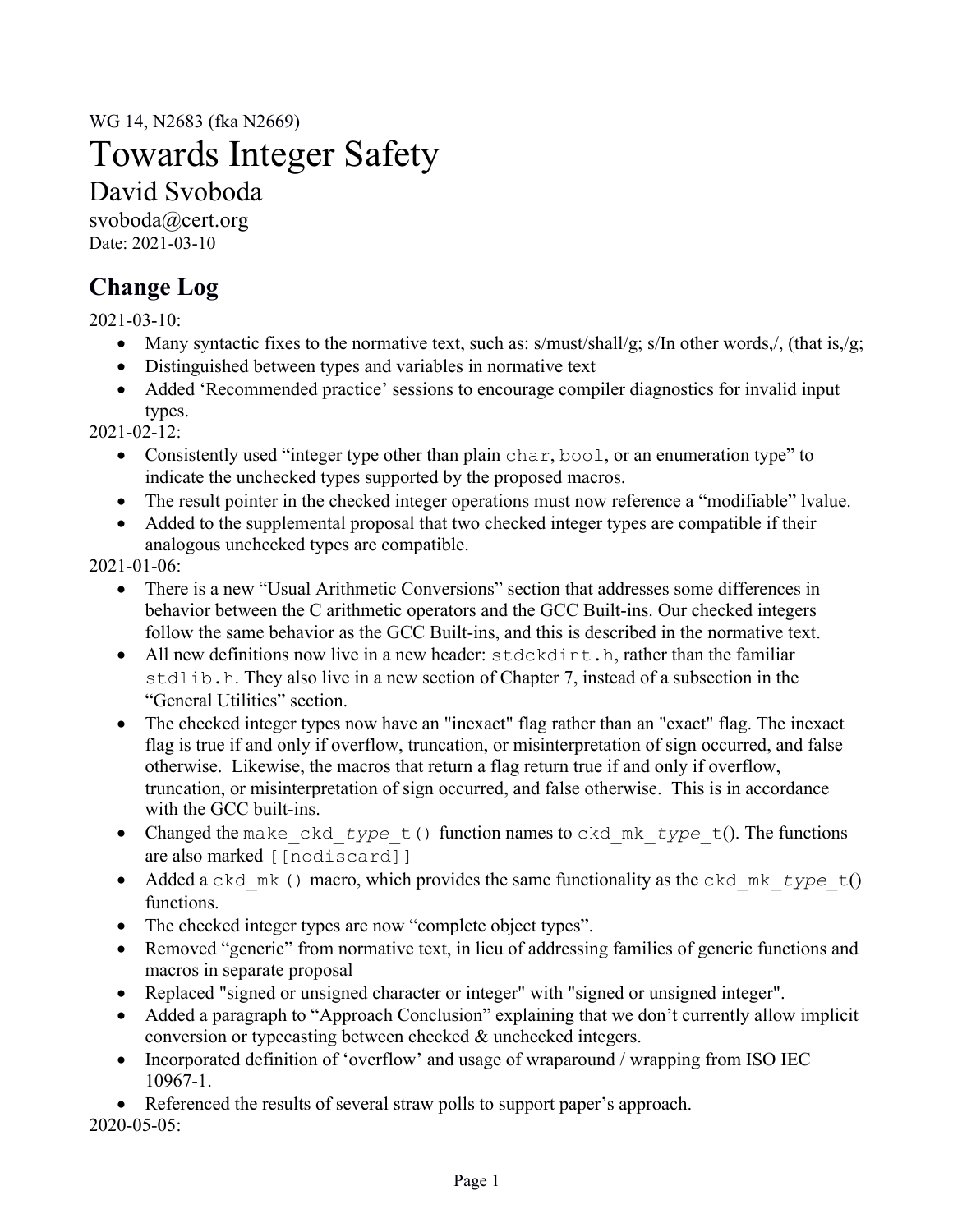WG 14, N2683 (fka N2669)

# Towards Integer Safety

## David Svoboda

svoboda@cert.org

Date: 2021-03-10

## Change Log

2021-03-10:

- Many syntactic fixes to the normative text, such as: s/must/shall/g; s/In other words,/, (that is,/g;
- Distinguished between types and variables in normative text
- Added 'Recommended practice' sessions to encourage compiler diagnostics for invalid input types.

2021-02-12:

- Consistently used "integer type other than plain `char`, `bool`, or an enumeration type" to indicate the unchecked types supported by the proposed macros.
- The result pointer in the checked integer operations must now reference a "modifiable" lvalue.
- Added to the supplemental proposal that two checked integer types are compatible if their analogous unchecked types are compatible.

2021-01-06:

- There is a new "Usual Arithmetic Conversions" section that addresses some differences in behavior between the C arithmetic operators and the GCC Built-ins. Our checked integers follow the same behavior as the GCC Built-ins, and this is described in the normative text.
- All new definitions now live in a new header: `stdckdint.h`, rather than the familiar `stdlib.h`. They also live in a new section of Chapter 7, instead of a subsection in the "General Utilities" section.
- The checked integer types now have an "inexact" flag rather than an "exact" flag. The inexact flag is true if and only if overflow, truncation, or misinterpretation of sign occurred, and false otherwise. Likewise, the macros that return a flag return true if and only if overflow, truncation, or misinterpretation of sign occurred, and false otherwise. This is in accordance with the GCC built-ins.
- Changed the `make_ckd_`*type*`_t()` function names to `ckd_mk_`*type*`_t`(). The functions are also marked `[[nodiscard]]`
- Added a `ckd_mk()` macro, which provides the same functionality as the `ckd_mk_`*type*`_t`() functions.
- The checked integer types are now "complete object types".
- Removed "generic" from normative text, in lieu of addressing families of generic functions and macros in separate proposal
- Replaced "signed or unsigned character or integer" with "signed or unsigned integer".
- Added a paragraph to "Approach Conclusion" explaining that we don't currently allow implicit conversion or typecasting between checked & unchecked integers.
- Incorporated definition of 'overflow' and usage of wraparound / wrapping from ISO IEC 10967-1.
- Referenced the results of several straw polls to support paper's approach.

2020-05-05: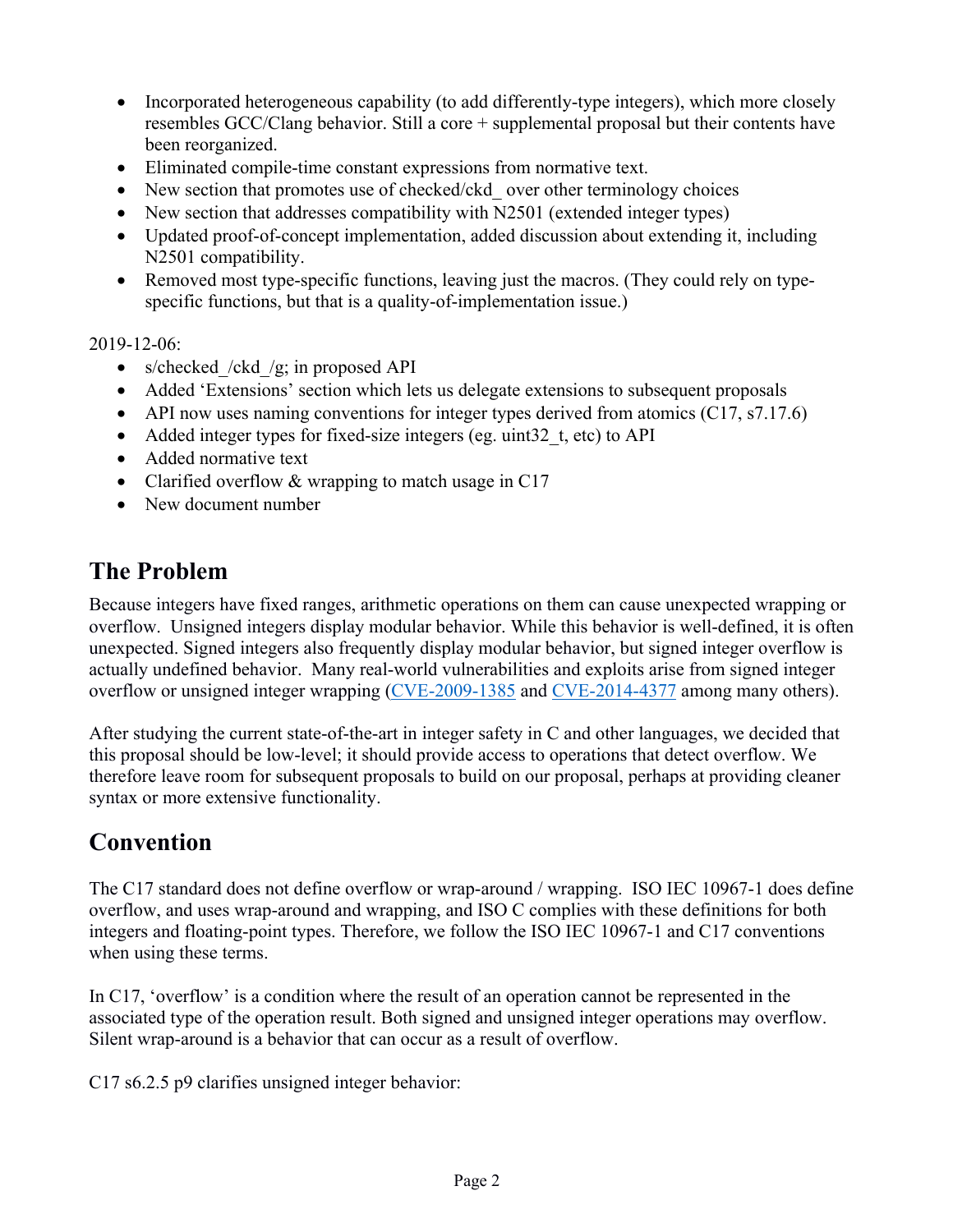- Incorporated heterogeneous capability (to add differently-type integers), which more closely resembles GCC/Clang behavior. Still a core + supplemental proposal but their contents have been reorganized.
- Eliminated compile-time constant expressions from normative text.
- New section that promotes use of checked/ckd_ over other terminology choices
- New section that addresses compatibility with N2501 (extended integer types)
- Updated proof-of-concept implementation, added discussion about extending it, including N2501 compatibility.
- Removed most type-specific functions, leaving just the macros. (They could rely on type-specific functions, but that is a quality-of-implementation issue.)

2019-12-06:

- s/checked_/ckd_/g; in proposed API
- Added 'Extensions' section which lets us delegate extensions to subsequent proposals
- API now uses naming conventions for integer types derived from atomics (C17, s7.17.6)
- Added integer types for fixed-size integers (eg. uint32_t, etc) to API
- Added normative text
- Clarified overflow & wrapping to match usage in C17
- New document number

## The Problem

Because integers have fixed ranges, arithmetic operations on them can cause unexpected wrapping or overflow. Unsigned integers display modular behavior. While this behavior is well-defined, it is often unexpected. Signed integers also frequently display modular behavior, but signed integer overflow is actually undefined behavior. Many real-world vulnerabilities and exploits arise from signed integer overflow or unsigned integer wrapping (CVE-2009-1385 and CVE-2014-4377 among many others).

After studying the current state-of-the-art in integer safety in C and other languages, we decided that this proposal should be low-level; it should provide access to operations that detect overflow. We therefore leave room for subsequent proposals to build on our proposal, perhaps at providing cleaner syntax or more extensive functionality.

## Convention

The C17 standard does not define overflow or wrap-around / wrapping. ISO IEC 10967-1 does define overflow, and uses wrap-around and wrapping, and ISO C complies with these definitions for both integers and floating-point types. Therefore, we follow the ISO IEC 10967-1 and C17 conventions when using these terms.

In C17, 'overflow' is a condition where the result of an operation cannot be represented in the associated type of the operation result. Both signed and unsigned integer operations may overflow. Silent wrap-around is a behavior that can occur as a result of overflow.

C17 s6.2.5 p9 clarifies unsigned integer behavior: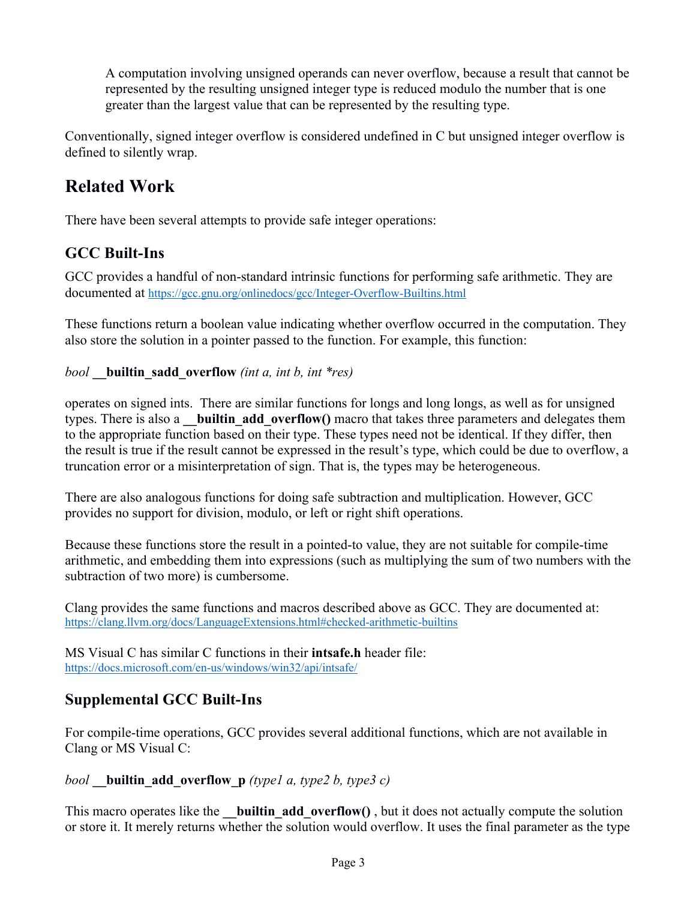> A computation involving unsigned operands can never overflow, because a result that cannot be represented by the resulting unsigned integer type is reduced modulo the number that is one greater than the largest value that can be represented by the resulting type.

Conventionally, signed integer overflow is considered undefined in C but unsigned integer overflow is defined to silently wrap.

# Related Work

There have been several attempts to provide safe integer operations:

## GCC Built-Ins

GCC provides a handful of non-standard intrinsic functions for performing safe arithmetic. They are documented at https://gcc.gnu.org/onlinedocs/gcc/Integer-Overflow-Builtins.html

These functions return a boolean value indicating whether overflow occurred in the computation. They also store the solution in a pointer passed to the function. For example, this function:

*bool* **__builtin_sadd_overflow** *(int a, int b, int *res)*

operates on signed ints. There are similar functions for longs and long longs, as well as for unsigned types. There is also a **__builtin_add_overflow()** macro that takes three parameters and delegates them to the appropriate function based on their type. These types need not be identical. If they differ, then the result is true if the result cannot be expressed in the result's type, which could be due to overflow, a truncation error or a misinterpretation of sign. That is, the types may be heterogeneous.

There are also analogous functions for doing safe subtraction and multiplication. However, GCC provides no support for division, modulo, or left or right shift operations.

Because these functions store the result in a pointed-to value, they are not suitable for compile-time arithmetic, and embedding them into expressions (such as multiplying the sum of two numbers with the subtraction of two more) is cumbersome.

Clang provides the same functions and macros described above as GCC. They are documented at: https://clang.llvm.org/docs/LanguageExtensions.html#checked-arithmetic-builtins

MS Visual C has similar C functions in their **intsafe.h** header file: https://docs.microsoft.com/en-us/windows/win32/api/intsafe/

## Supplemental GCC Built-Ins

For compile-time operations, GCC provides several additional functions, which are not available in Clang or MS Visual C:

*bool* **__builtin_add_overflow_p** *(type1 a, type2 b, type3 c)*

This macro operates like the **__builtin_add_overflow()** , but it does not actually compute the solution or store it. It merely returns whether the solution would overflow. It uses the final parameter as the type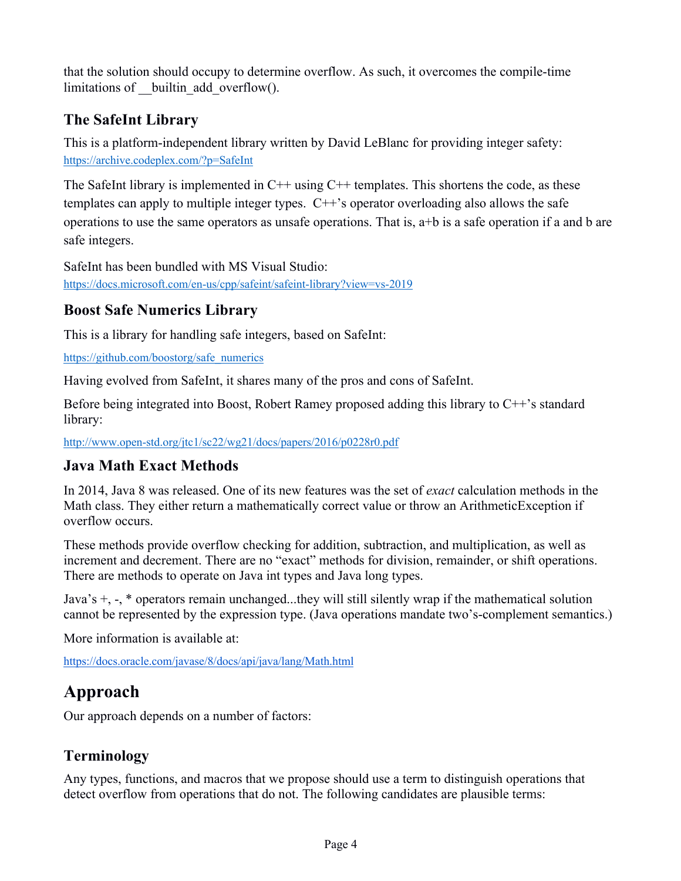that the solution should occupy to determine overflow. As such, it overcomes the compile-time limitations of __builtin_add_overflow().

### The SafeInt Library

This is a platform-independent library written by David LeBlanc for providing integer safety: https://archive.codeplex.com/?p=SafeInt

The SafeInt library is implemented in C++ using C++ templates. This shortens the code, as these templates can apply to multiple integer types. C++'s operator overloading also allows the safe operations to use the same operators as unsafe operations. That is, a+b is a safe operation if a and b are safe integers.

SafeInt has been bundled with MS Visual Studio: https://docs.microsoft.com/en-us/cpp/safeint/safeint-library?view=vs-2019

### Boost Safe Numerics Library

This is a library for handling safe integers, based on SafeInt:

https://github.com/boostorg/safe_numerics

Having evolved from SafeInt, it shares many of the pros and cons of SafeInt.

Before being integrated into Boost, Robert Ramey proposed adding this library to C++'s standard library:

http://www.open-std.org/jtc1/sc22/wg21/docs/papers/2016/p0228r0.pdf

### Java Math Exact Methods

In 2014, Java 8 was released. One of its new features was the set of *exact* calculation methods in the Math class. They either return a mathematically correct value or throw an ArithmeticException if overflow occurs.

These methods provide overflow checking for addition, subtraction, and multiplication, as well as increment and decrement. There are no "exact" methods for division, remainder, or shift operations. There are methods to operate on Java int types and Java long types.

Java's +, -, * operators remain unchanged...they will still silently wrap if the mathematical solution cannot be represented by the expression type. (Java operations mandate two's-complement semantics.)

More information is available at:

https://docs.oracle.com/javase/8/docs/api/java/lang/Math.html

## Approach

Our approach depends on a number of factors:

### Terminology

Any types, functions, and macros that we propose should use a term to distinguish operations that detect overflow from operations that do not. The following candidates are plausible terms: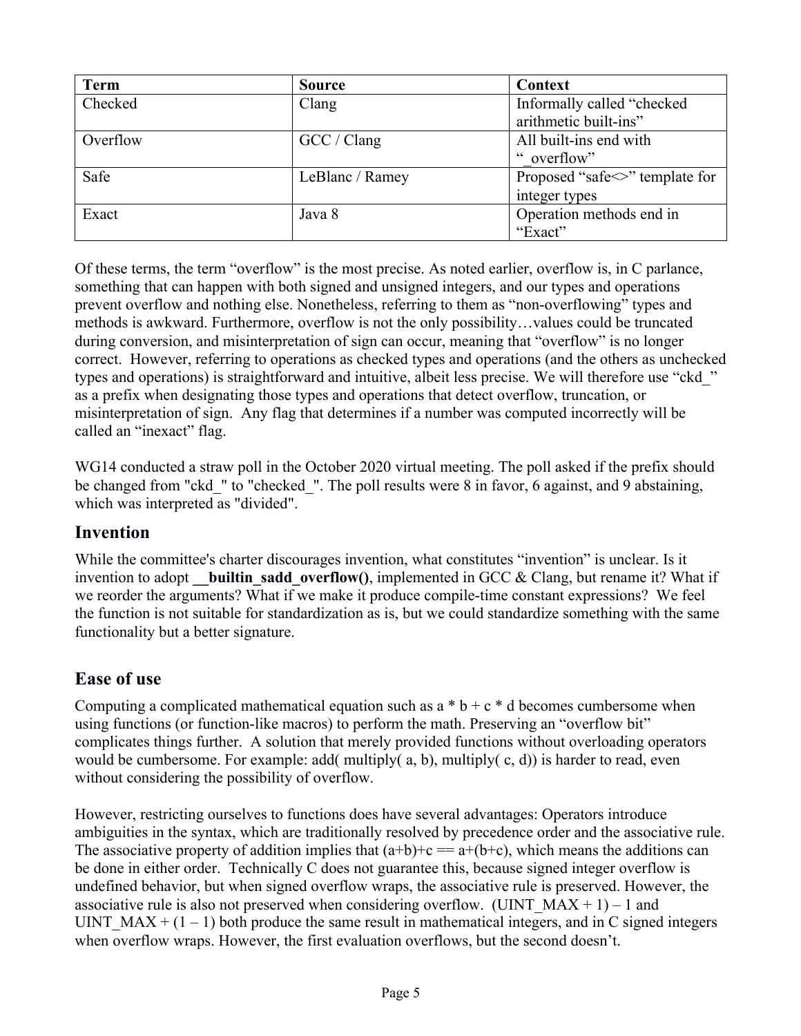| Term | Source | Context |
| --- | --- | --- |
| Checked | Clang | Informally called "checked arithmetic built-ins" |
| Overflow | GCC / Clang | All built-ins end with "_overflow" |
| Safe | LeBlanc / Ramey | Proposed "safe<>" template for integer types |
| Exact | Java 8 | Operation methods end in "Exact" |

Of these terms, the term "overflow" is the most precise. As noted earlier, overflow is, in C parlance, something that can happen with both signed and unsigned integers, and our types and operations prevent overflow and nothing else. Nonetheless, referring to them as "non-overflowing" types and methods is awkward. Furthermore, overflow is not the only possibility…values could be truncated during conversion, and misinterpretation of sign can occur, meaning that "overflow" is no longer correct. However, referring to operations as checked types and operations (and the others as unchecked types and operations) is straightforward and intuitive, albeit less precise. We will therefore use "ckd_" as a prefix when designating those types and operations that detect overflow, truncation, or misinterpretation of sign. Any flag that determines if a number was computed incorrectly will be called an "inexact" flag.

WG14 conducted a straw poll in the October 2020 virtual meeting. The poll asked if the prefix should be changed from "ckd_" to "checked_". The poll results were 8 in favor, 6 against, and 9 abstaining, which was interpreted as "divided".

## Invention

While the committee's charter discourages invention, what constitutes "invention" is unclear. Is it invention to adopt **__builtin_sadd_overflow()**, implemented in GCC & Clang, but rename it? What if we reorder the arguments? What if we make it produce compile-time constant expressions? We feel the function is not suitable for standardization as is, but we could standardize something with the same functionality but a better signature.

## Ease of use

Computing a complicated mathematical equation such as a * b + c * d becomes cumbersome when using functions (or function-like macros) to perform the math. Preserving an "overflow bit" complicates things further. A solution that merely provided functions without overloading operators would be cumbersome. For example: add( multiply( a, b), multiply( c, d)) is harder to read, even without considering the possibility of overflow.

However, restricting ourselves to functions does have several advantages: Operators introduce ambiguities in the syntax, which are traditionally resolved by precedence order and the associative rule. The associative property of addition implies that (a+b)+c == a+(b+c), which means the additions can be done in either order. Technically C does not guarantee this, because signed integer overflow is undefined behavior, but when signed overflow wraps, the associative rule is preserved. However, the associative rule is also not preserved when considering overflow. (UINT_MAX + 1) – 1 and UINT_MAX + (1 – 1) both produce the same result in mathematical integers, and in C signed integers when overflow wraps. However, the first evaluation overflows, but the second doesn't.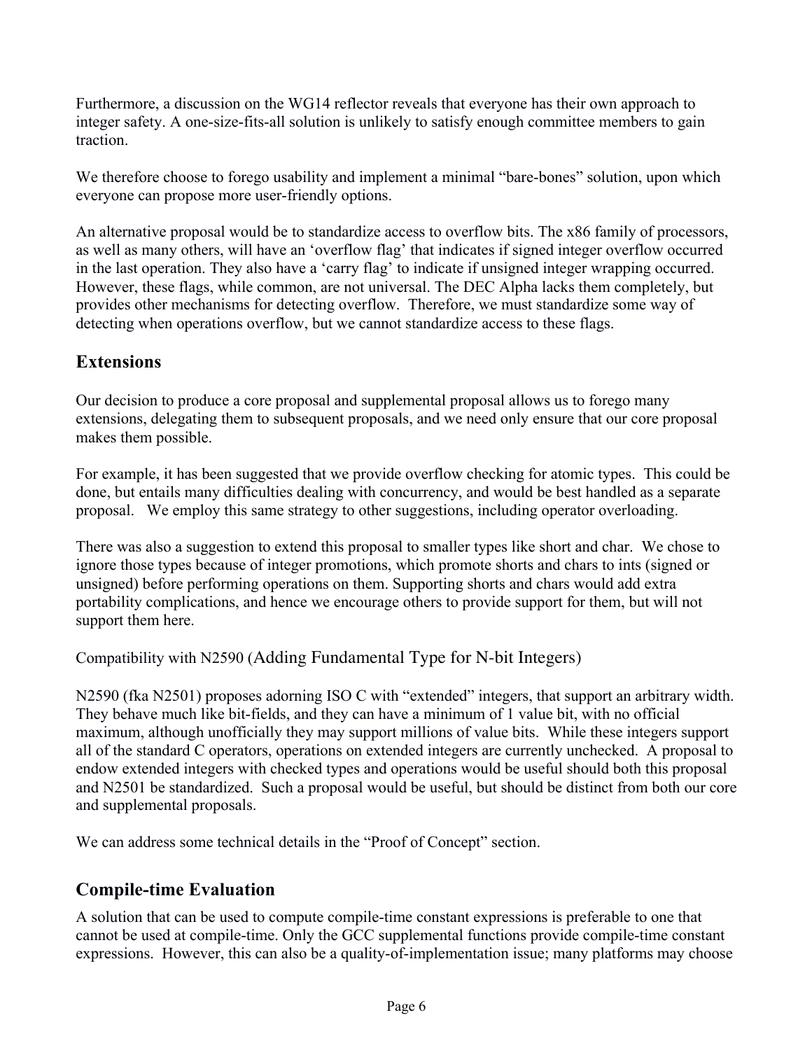Furthermore, a discussion on the WG14 reflector reveals that everyone has their own approach to integer safety. A one-size-fits-all solution is unlikely to satisfy enough committee members to gain traction.

We therefore choose to forego usability and implement a minimal "bare-bones" solution, upon which everyone can propose more user-friendly options.

An alternative proposal would be to standardize access to overflow bits. The x86 family of processors, as well as many others, will have an 'overflow flag' that indicates if signed integer overflow occurred in the last operation. They also have a 'carry flag' to indicate if unsigned integer wrapping occurred. However, these flags, while common, are not universal. The DEC Alpha lacks them completely, but provides other mechanisms for detecting overflow. Therefore, we must standardize some way of detecting when operations overflow, but we cannot standardize access to these flags.

## Extensions

Our decision to produce a core proposal and supplemental proposal allows us to forego many extensions, delegating them to subsequent proposals, and we need only ensure that our core proposal makes them possible.

For example, it has been suggested that we provide overflow checking for atomic types. This could be done, but entails many difficulties dealing with concurrency, and would be best handled as a separate proposal. We employ this same strategy to other suggestions, including operator overloading.

There was also a suggestion to extend this proposal to smaller types like short and char. We chose to ignore those types because of integer promotions, which promote shorts and chars to ints (signed or unsigned) before performing operations on them. Supporting shorts and chars would add extra portability complications, and hence we encourage others to provide support for them, but will not support them here.

### Compatibility with N2590 (Adding Fundamental Type for N-bit Integers)

N2590 (fka N2501) proposes adorning ISO C with "extended" integers, that support an arbitrary width. They behave much like bit-fields, and they can have a minimum of 1 value bit, with no official maximum, although unofficially they may support millions of value bits. While these integers support all of the standard C operators, operations on extended integers are currently unchecked. A proposal to endow extended integers with checked types and operations would be useful should both this proposal and N2501 be standardized. Such a proposal would be useful, but should be distinct from both our core and supplemental proposals.

We can address some technical details in the "Proof of Concept" section.

## Compile-time Evaluation

A solution that can be used to compute compile-time constant expressions is preferable to one that cannot be used at compile-time. Only the GCC supplemental functions provide compile-time constant expressions. However, this can also be a quality-of-implementation issue; many platforms may choose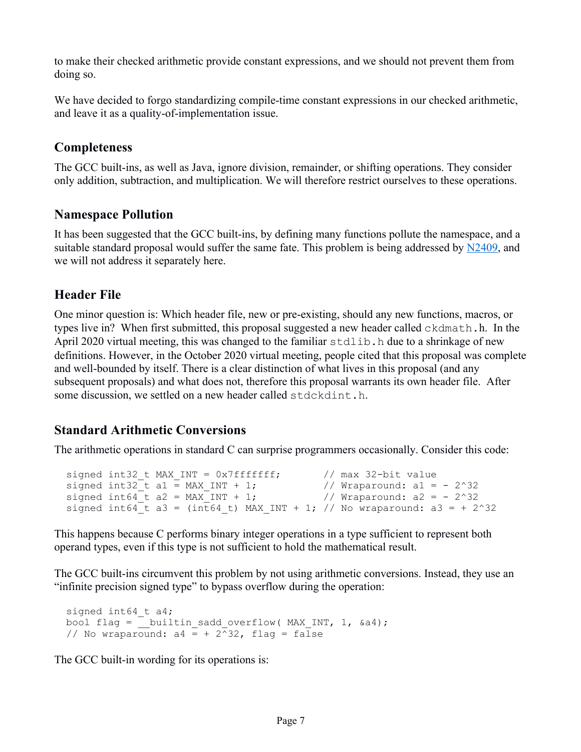to make their checked arithmetic provide constant expressions, and we should not prevent them from doing so.

We have decided to forgo standardizing compile-time constant expressions in our checked arithmetic, and leave it as a quality-of-implementation issue.

## Completeness

The GCC built-ins, as well as Java, ignore division, remainder, or shifting operations. They consider only addition, subtraction, and multiplication. We will therefore restrict ourselves to these operations.

## Namespace Pollution

It has been suggested that the GCC built-ins, by defining many functions pollute the namespace, and a suitable standard proposal would suffer the same fate. This problem is being addressed by N2409, and we will not address it separately here.

## Header File

One minor question is: Which header file, new or pre-existing, should any new functions, macros, or types live in? When first submitted, this proposal suggested a new header called `ckdmath.h`. In the April 2020 virtual meeting, this was changed to the familiar `stdlib.h` due to a shrinkage of new definitions. However, in the October 2020 virtual meeting, people cited that this proposal was complete and well-bounded by itself. There is a clear distinction of what lives in this proposal (and any subsequent proposals) and what does not, therefore this proposal warrants its own header file. After some discussion, we settled on a new header called `stdckdint.h`.

## Standard Arithmetic Conversions

The arithmetic operations in standard C can surprise programmers occasionally. Consider this code:

```
signed int32_t MAX_INT = 0x7fffffff;       // max 32-bit value
signed int32_t a1 = MAX_INT + 1;           // Wraparound: a1 = - 2^32
signed int64_t a2 = MAX_INT + 1;           // Wraparound: a2 = - 2^32
signed int64_t a3 = (int64_t) MAX_INT + 1; // No wraparound: a3 = + 2^32
```

This happens because C performs binary integer operations in a type sufficient to represent both operand types, even if this type is not sufficient to hold the mathematical result.

The GCC built-ins circumvent this problem by not using arithmetic conversions. Instead, they use an "infinite precision signed type" to bypass overflow during the operation:

```
signed int64_t a4;
bool flag = __builtin_sadd_overflow( MAX_INT, 1, &a4);
// No wraparound: a4 = + 2^32, flag = false
```

The GCC built-in wording for its operations is: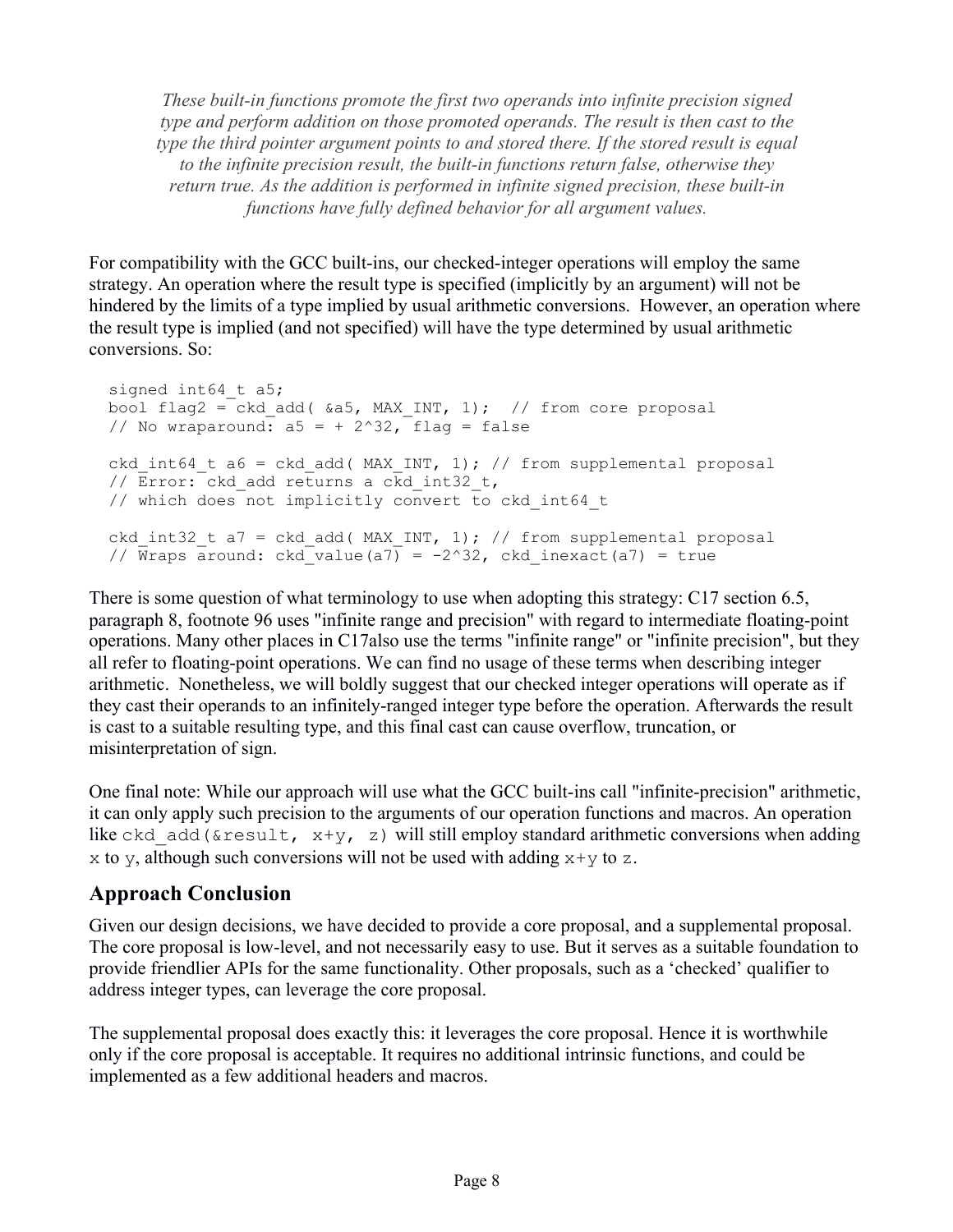> *These built-in functions promote the first two operands into infinite precision signed type and perform addition on those promoted operands. The result is then cast to the type the third pointer argument points to and stored there. If the stored result is equal to the infinite precision result, the built-in functions return false, otherwise they return true. As the addition is performed in infinite signed precision, these built-in functions have fully defined behavior for all argument values.*

For compatibility with the GCC built-ins, our checked-integer operations will employ the same strategy. An operation where the result type is specified (implicitly by an argument) will not be hindered by the limits of a type implied by usual arithmetic conversions. However, an operation where the result type is implied (and not specified) will have the type determined by usual arithmetic conversions. So:

```
signed int64_t a5;
bool flag2 = ckd_add( &a5, MAX_INT, 1);  // from core proposal
// No wraparound: a5 = + 2^32, flag = false

ckd_int64_t a6 = ckd_add( MAX_INT, 1); // from supplemental proposal
// Error: ckd_add returns a ckd_int32_t,
// which does not implicitly convert to ckd_int64_t

ckd_int32_t a7 = ckd_add( MAX_INT, 1); // from supplemental proposal
// Wraps around: ckd_value(a7) = -2^32, ckd_inexact(a7) = true
```

There is some question of what terminology to use when adopting this strategy: C17 section 6.5, paragraph 8, footnote 96 uses "infinite range and precision" with regard to intermediate floating-point operations. Many other places in C17also use the terms "infinite range" or "infinite precision", but they all refer to floating-point operations. We can find no usage of these terms when describing integer arithmetic. Nonetheless, we will boldly suggest that our checked integer operations will operate as if they cast their operands to an infinitely-ranged integer type before the operation. Afterwards the result is cast to a suitable resulting type, and this final cast can cause overflow, truncation, or misinterpretation of sign.

One final note: While our approach will use what the GCC built-ins call "infinite-precision" arithmetic, it can only apply such precision to the arguments of our operation functions and macros. An operation like `ckd_add(&result, x+y, z)` will still employ standard arithmetic conversions when adding `x` to `y`, although such conversions will not be used with adding `x+y` to `z`.

## Approach Conclusion

Given our design decisions, we have decided to provide a core proposal, and a supplemental proposal. The core proposal is low-level, and not necessarily easy to use. But it serves as a suitable foundation to provide friendlier APIs for the same functionality. Other proposals, such as a 'checked' qualifier to address integer types, can leverage the core proposal.

The supplemental proposal does exactly this: it leverages the core proposal. Hence it is worthwhile only if the core proposal is acceptable. It requires no additional intrinsic functions, and could be implemented as a few additional headers and macros.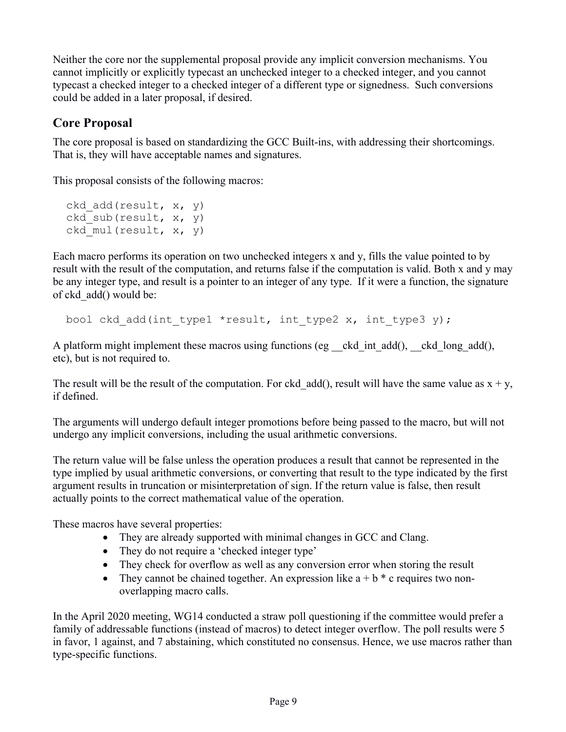Neither the core nor the supplemental proposal provide any implicit conversion mechanisms. You cannot implicitly or explicitly typecast an unchecked integer to a checked integer, and you cannot typecast a checked integer to a checked integer of a different type or signedness. Such conversions could be added in a later proposal, if desired.

## Core Proposal

The core proposal is based on standardizing the GCC Built-ins, with addressing their shortcomings. That is, they will have acceptable names and signatures.

This proposal consists of the following macros:

```
ckd_add(result, x, y)
ckd_sub(result, x, y)
ckd_mul(result, x, y)
```

Each macro performs its operation on two unchecked integers x and y, fills the value pointed to by result with the result of the computation, and returns false if the computation is valid. Both x and y may be any integer type, and result is a pointer to an integer of any type. If it were a function, the signature of ckd_add() would be:

```
bool ckd_add(int_type1 *result, int_type2 x, int_type3 y);
```

A platform might implement these macros using functions (eg __ckd_int_add(), __ckd_long_add(), etc), but is not required to.

The result will be the result of the computation. For ckd_add(), result will have the same value as x + y, if defined.

The arguments will undergo default integer promotions before being passed to the macro, but will not undergo any implicit conversions, including the usual arithmetic conversions.

The return value will be false unless the operation produces a result that cannot be represented in the type implied by usual arithmetic conversions, or converting that result to the type indicated by the first argument results in truncation or misinterpretation of sign. If the return value is false, then result actually points to the correct mathematical value of the operation.

These macros have several properties:

- They are already supported with minimal changes in GCC and Clang.
- They do not require a 'checked integer type'
- They check for overflow as well as any conversion error when storing the result
- They cannot be chained together. An expression like a + b * c requires two non-overlapping macro calls.

In the April 2020 meeting, WG14 conducted a straw poll questioning if the committee would prefer a family of addressable functions (instead of macros) to detect integer overflow. The poll results were 5 in favor, 1 against, and 7 abstaining, which constituted no consensus. Hence, we use macros rather than type-specific functions.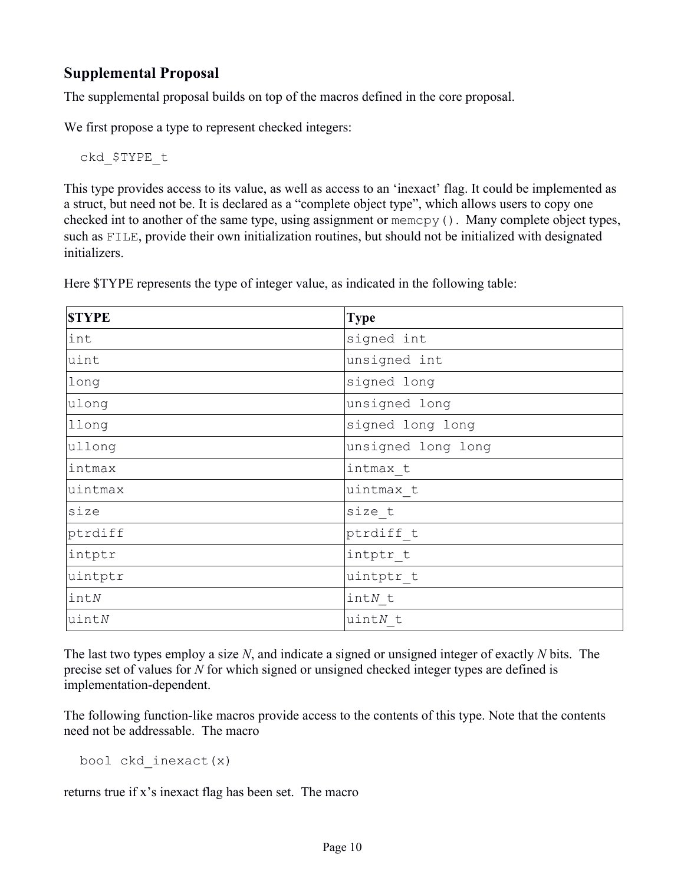## Supplemental Proposal

The supplemental proposal builds on top of the macros defined in the core proposal.

We first propose a type to represent checked integers:

```
ckd_$TYPE_t
```

This type provides access to its value, as well as access to an 'inexact' flag. It could be implemented as a struct, but need not be. It is declared as a "complete object type", which allows users to copy one checked int to another of the same type, using assignment or `memcpy()`. Many complete object types, such as `FILE`, provide their own initialization routines, but should not be initialized with designated initializers.

Here $TYPE represents the type of integer value, as indicated in the following table:

| **$TYPE** | **Type** |
|---|---|
| `int` | `signed int` |
| `uint` | `unsigned int` |
| `long` | `signed long` |
| `ulong` | `unsigned long` |
| `llong` | `signed long long` |
| `ullong` | `unsigned long long` |
| `intmax` | `intmax_t` |
| `uintmax` | `uintmax_t` |
| `size` | `size_t` |
| `ptrdiff` | `ptrdiff_t` |
| `intptr` | `intptr_t` |
| `uintptr` | `uintptr_t` |
| `int`*N* | `int`*N*`_t` |
| `uint`*N* | `uint`*N*`_t` |

The last two types employ a size *N*, and indicate a signed or unsigned integer of exactly *N* bits. The precise set of values for *N* for which signed or unsigned checked integer types are defined is implementation-dependent.

The following function-like macros provide access to the contents of this type. Note that the contents need not be addressable. The macro

```
bool ckd_inexact(x)
```

returns true if x's inexact flag has been set. The macro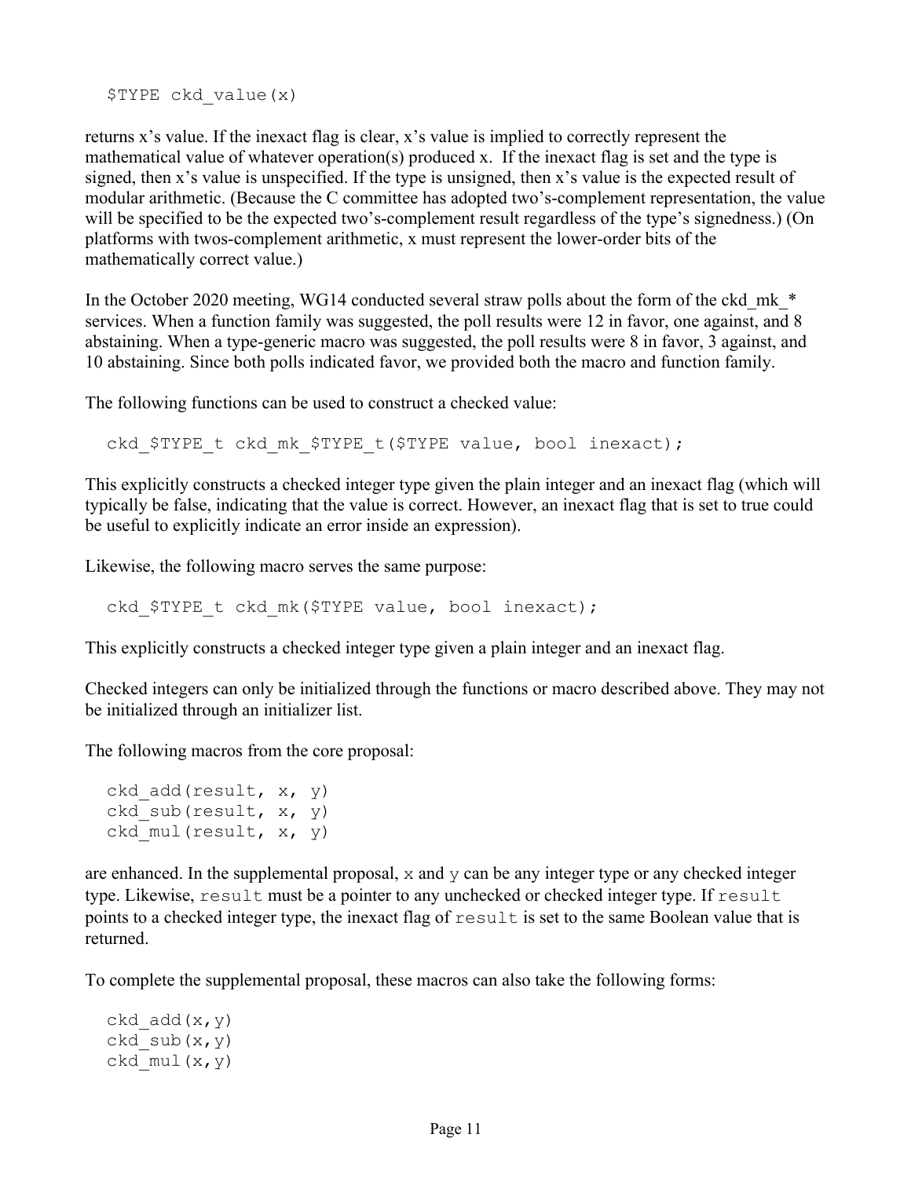```
$TYPE ckd_value(x)
```

returns x's value. If the inexact flag is clear, x's value is implied to correctly represent the mathematical value of whatever operation(s) produced x. If the inexact flag is set and the type is signed, then x's value is unspecified. If the type is unsigned, then x's value is the expected result of modular arithmetic. (Because the C committee has adopted two's-complement representation, the value will be specified to be the expected two's-complement result regardless of the type's signedness.) (On platforms with twos-complement arithmetic, x must represent the lower-order bits of the mathematically correct value.)

In the October 2020 meeting, WG14 conducted several straw polls about the form of the ckd_mk_* services. When a function family was suggested, the poll results were 12 in favor, one against, and 8 abstaining. When a type-generic macro was suggested, the poll results were 8 in favor, 3 against, and 10 abstaining. Since both polls indicated favor, we provided both the macro and function family.

The following functions can be used to construct a checked value:

```
ckd_$TYPE_t ckd_mk_$TYPE_t($TYPE value, bool inexact);
```

This explicitly constructs a checked integer type given the plain integer and an inexact flag (which will typically be false, indicating that the value is correct. However, an inexact flag that is set to true could be useful to explicitly indicate an error inside an expression).

Likewise, the following macro serves the same purpose:

```
ckd_$TYPE_t ckd_mk($TYPE value, bool inexact);
```

This explicitly constructs a checked integer type given a plain integer and an inexact flag.

Checked integers can only be initialized through the functions or macro described above. They may not be initialized through an initializer list.

The following macros from the core proposal:

```
ckd_add(result, x, y)
ckd_sub(result, x, y)
ckd_mul(result, x, y)
```

are enhanced. In the supplemental proposal, `x` and `y` can be any integer type or any checked integer type. Likewise, `result` must be a pointer to any unchecked or checked integer type. If `result` points to a checked integer type, the inexact flag of `result` is set to the same Boolean value that is returned.

To complete the supplemental proposal, these macros can also take the following forms:

```
ckd_add(x,y)
ckd_sub(x,y)
ckd_mul(x,y)
```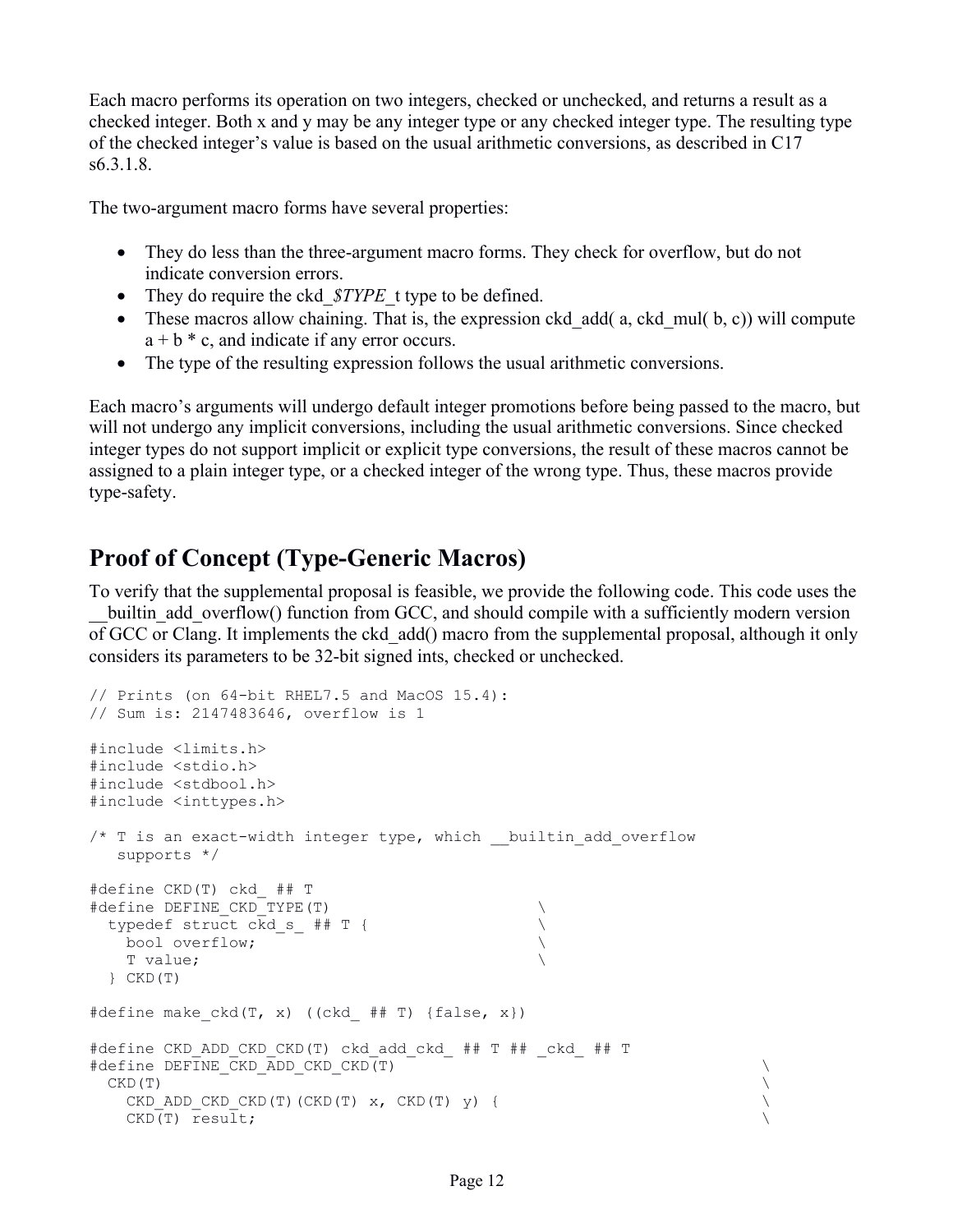Each macro performs its operation on two integers, checked or unchecked, and returns a result as a checked integer. Both x and y may be any integer type or any checked integer type. The resulting type of the checked integer's value is based on the usual arithmetic conversions, as described in C17 s6.3.1.8.

The two-argument macro forms have several properties:

- They do less than the three-argument macro forms. They check for overflow, but do not indicate conversion errors.
- They do require the ckd_*$TYPE*_t type to be defined.
- These macros allow chaining. That is, the expression ckd_add( a, ckd_mul( b, c)) will compute a + b * c, and indicate if any error occurs.
- The type of the resulting expression follows the usual arithmetic conversions.

Each macro's arguments will undergo default integer promotions before being passed to the macro, but will not undergo any implicit conversions, including the usual arithmetic conversions. Since checked integer types do not support implicit or explicit type conversions, the result of these macros cannot be assigned to a plain integer type, or a checked integer of the wrong type. Thus, these macros provide type-safety.

## Proof of Concept (Type-Generic Macros)

To verify that the supplemental proposal is feasible, we provide the following code. This code uses the __builtin_add_overflow() function from GCC, and should compile with a sufficiently modern version of GCC or Clang. It implements the ckd_add() macro from the supplemental proposal, although it only considers its parameters to be 32-bit signed ints, checked or unchecked.

```
// Prints (on 64-bit RHEL7.5 and MacOS 15.4):
// Sum is: 2147483646, overflow is 1

#include <limits.h>
#include <stdio.h>
#include <stdbool.h>
#include <inttypes.h>

/* T is an exact-width integer type, which __builtin_add_overflow
   supports */

#define CKD(T) ckd_ ## T
#define DEFINE_CKD_TYPE(T)                          \
  typedef struct ckd_s_ ## T {                      \
    bool overflow;                                  \
    T value;                                        \
  } CKD(T)

#define make_ckd(T, x) ((ckd_ ## T) {false, x})

#define CKD_ADD_CKD_CKD(T) ckd_add_ckd_ ## T ## _ckd_ ## T
#define DEFINE_CKD_ADD_CKD_CKD(T)                                         \
  CKD(T)                                                                  \
    CKD_ADD_CKD_CKD(T)(CKD(T) x, CKD(T) y) {                              \
    CKD(T) result;                                                        \
```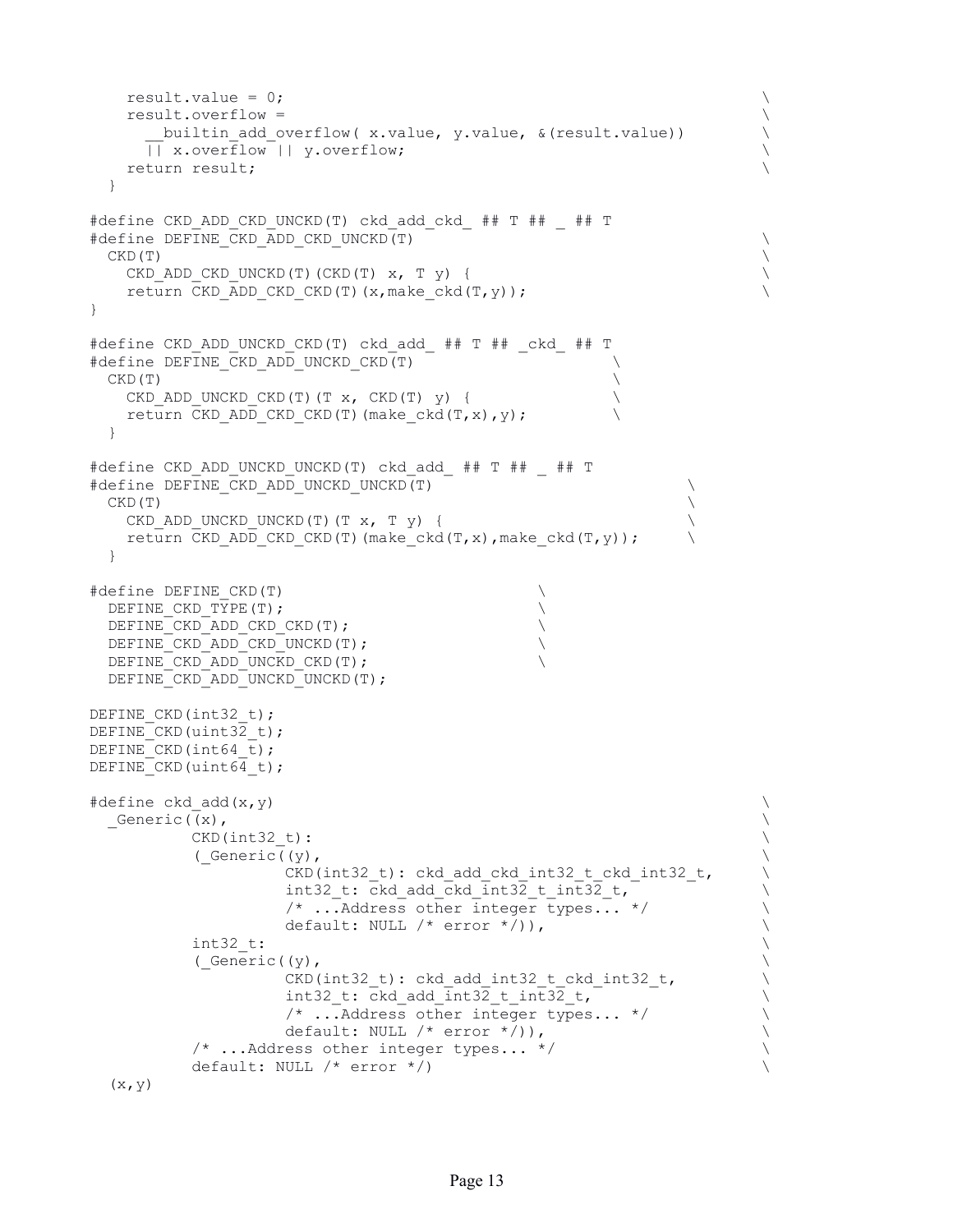```
    result.value = 0;                                                     \
    result.overflow =                                                     \
      __builtin_add_overflow( x.value, y.value, &(result.value))          \
      || x.overflow || y.overflow;                                        \
    return result;                                                        \
  }

#define CKD_ADD_CKD_UNCKD(T) ckd_add_ckd_ ## T ## _ ## T
#define DEFINE_CKD_ADD_CKD_UNCKD(T)                                       \
  CKD(T)                                                                  \
    CKD_ADD_CKD_UNCKD(T)(CKD(T) x, T y) {                                 \
    return CKD_ADD_CKD_CKD(T)(x,make_ckd(T,y));                           \
}

#define CKD_ADD_UNCKD_CKD(T) ckd_add_ ## T ## _ckd_ ## T
#define DEFINE_CKD_ADD_UNCKD_CKD(T)                        \
  CKD(T)                                                   \
    CKD_ADD_UNCKD_CKD(T)(T x, CKD(T) y) {                  \
    return CKD_ADD_CKD_CKD(T)(make_ckd(T,x),y);            \
  }

#define CKD_ADD_UNCKD_UNCKD(T) ckd_add_ ## T ## _ ## T
#define DEFINE_CKD_ADD_UNCKD_UNCKD(T)                                \
  CKD(T)                                                             \
    CKD_ADD_UNCKD_UNCKD(T)(T x, T y) {                               \
    return CKD_ADD_CKD_CKD(T)(make_ckd(T,x),make_ckd(T,y));          \
  }

#define DEFINE_CKD(T)                              \
  DEFINE_CKD_TYPE(T);                              \
  DEFINE_CKD_ADD_CKD_CKD(T);                       \
  DEFINE_CKD_ADD_CKD_UNCKD(T);                     \
  DEFINE_CKD_ADD_UNCKD_CKD(T);                     \
  DEFINE_CKD_ADD_UNCKD_UNCKD(T);

DEFINE_CKD(int32_t);
DEFINE_CKD(uint32_t);
DEFINE_CKD(int64_t);
DEFINE_CKD(uint64_t);

#define ckd_add(x,y)                                                      \
  _Generic((x),                                                           \
          CKD(int32_t):                                                   \
          (_Generic((y),                                                  \
                  CKD(int32_t): ckd_add_ckd_int32_t_ckd_int32_t,          \
                  int32_t: ckd_add_ckd_int32_t_int32_t,                   \
                  /* ...Address other integer types... */                 \
                  default: NULL /* error */)),                            \
          int32_t:                                                        \
          (_Generic((y),                                                  \
                  CKD(int32_t): ckd_add_int32_t_ckd_int32_t,              \
                  int32_t: ckd_add_int32_t_int32_t,                       \
                  /* ...Address other integer types... */                 \
                  default: NULL /* error */)),                            \
          /* ...Address other integer types... */                         \
          default: NULL /* error */)                                      \
  (x,y)
```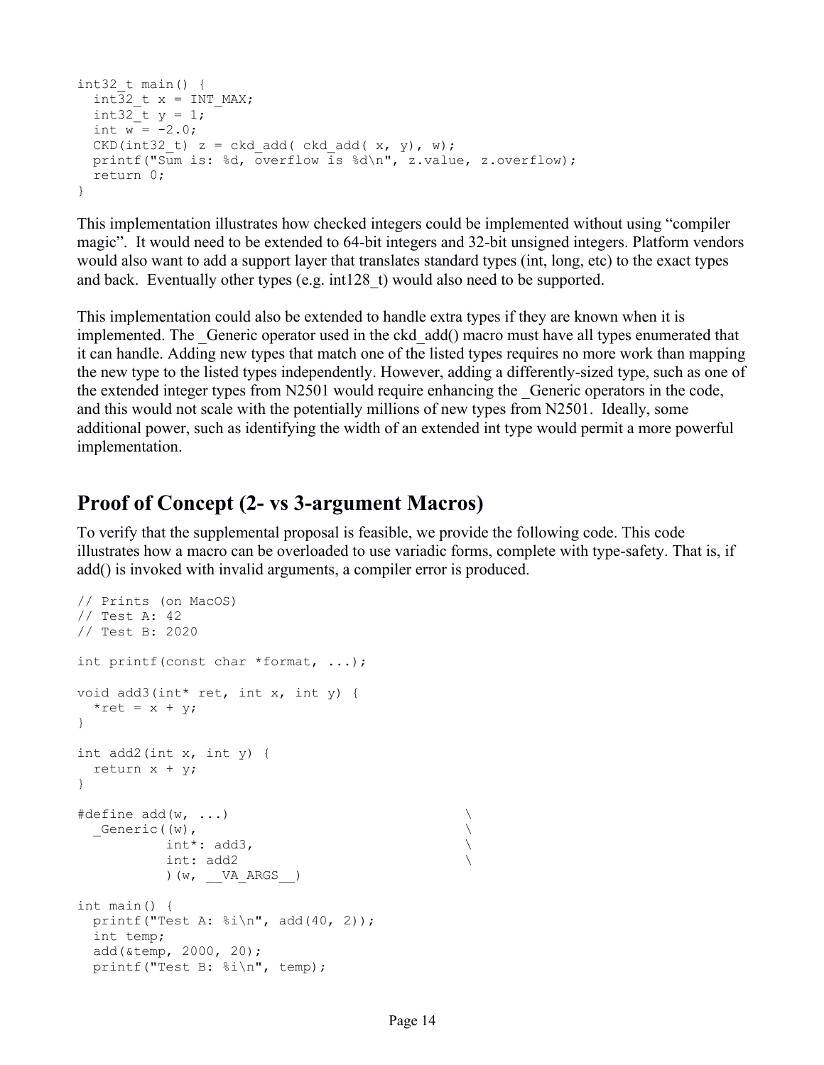```
int32_t main() {
  int32_t x = INT_MAX;
  int32_t y = 1;
  int w = -2.0;
  CKD(int32_t) z = ckd_add( ckd_add( x, y), w);
  printf("Sum is: %d, overflow is %d\n", z.value, z.overflow);
  return 0;
}
```

This implementation illustrates how checked integers could be implemented without using "compiler magic". It would need to be extended to 64-bit integers and 32-bit unsigned integers. Platform vendors would also want to add a support layer that translates standard types (int, long, etc) to the exact types and back. Eventually other types (e.g. int128_t) would also need to be supported.

This implementation could also be extended to handle extra types if they are known when it is implemented. The _Generic operator used in the ckd_add() macro must have all types enumerated that it can handle. Adding new types that match one of the listed types requires no more work than mapping the new type to the listed types independently. However, adding a differently-sized type, such as one of the extended integer types from N2501 would require enhancing the _Generic operators in the code, and this would not scale with the potentially millions of new types from N2501. Ideally, some additional power, such as identifying the width of an extended int type would permit a more powerful implementation.

## Proof of Concept (2- vs 3-argument Macros)

To verify that the supplemental proposal is feasible, we provide the following code. This code illustrates how a macro can be overloaded to use variadic forms, complete with type-safety. That is, if add() is invoked with invalid arguments, a compiler error is produced.

```
// Prints (on MacOS)
// Test A: 42
// Test B: 2020

int printf(const char *format, ...);

void add3(int* ret, int x, int y) {
  *ret = x + y;
}

int add2(int x, int y) {
  return x + y;
}

#define add(w, ...)                               \
  _Generic((w),                                   \
           int*: add3,                            \
           int: add2                              \
           )(w, __VA_ARGS__)

int main() {
  printf("Test A: %i\n", add(40, 2));
  int temp;
  add(&temp, 2000, 20);
  printf("Test B: %i\n", temp);
```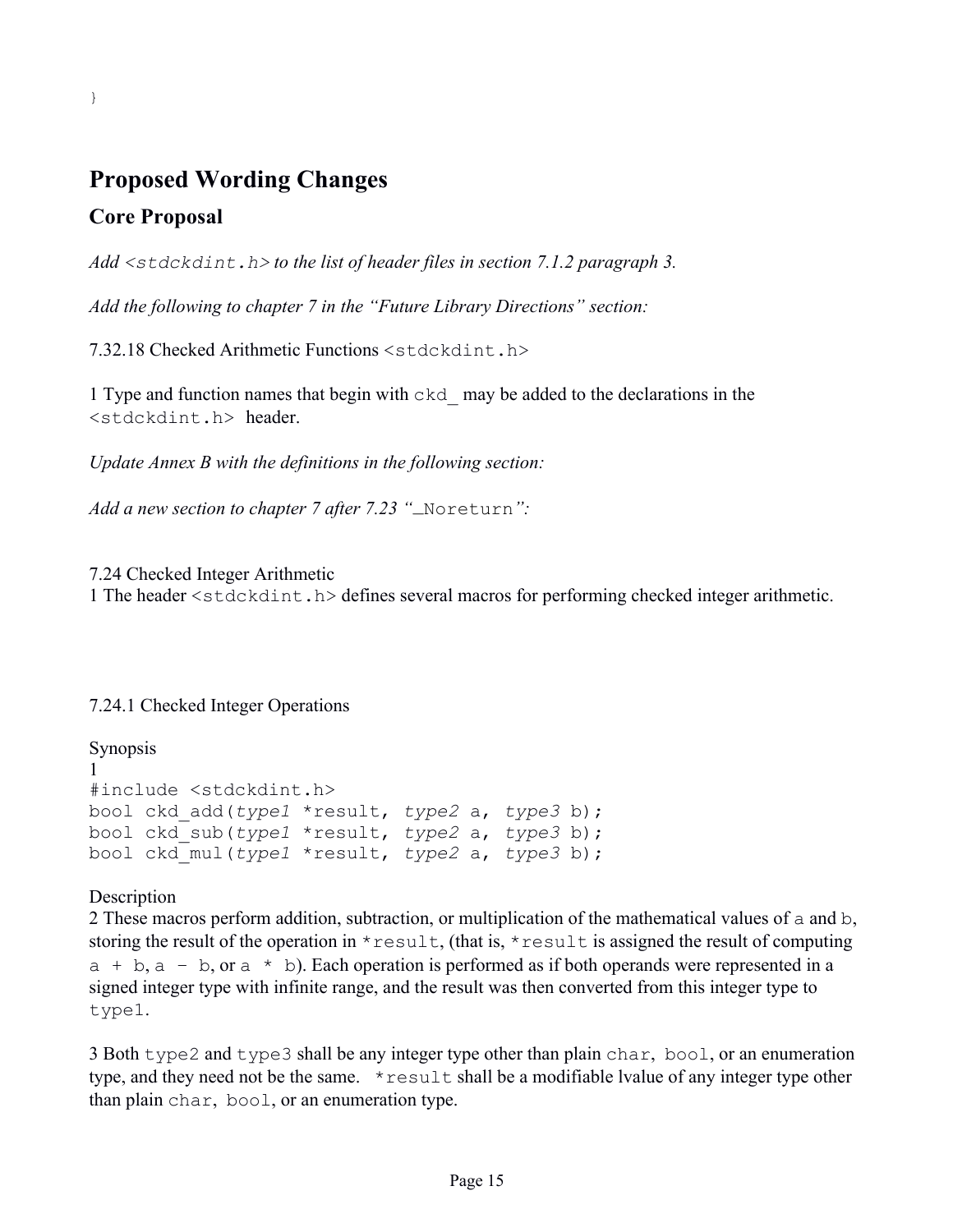```
}
```

## Proposed Wording Changes

### Core Proposal

*Add `<stdckdint.h>` to the list of header files in section 7.1.2 paragraph 3.*

*Add the following to chapter 7 in the "Future Library Directions" section:*

7.32.18 Checked Arithmetic Functions `<stdckdint.h>`

1 Type and function names that begin with `ckd_` may be added to the declarations in the `<stdckdint.h>` header.

*Update Annex B with the definitions in the following section:*

*Add a new section to chapter 7 after 7.23 "`_Noreturn`":*

7.24 Checked Integer Arithmetic

1 The header `<stdckdint.h>` defines several macros for performing checked integer arithmetic.

7.24.1 Checked Integer Operations

Synopsis

1

```
#include <stdckdint.h>
bool ckd_add(type1 *result, type2 a, type3 b);
bool ckd_sub(type1 *result, type2 a, type3 b);
bool ckd_mul(type1 *result, type2 a, type3 b);
```

Description

2 These macros perform addition, subtraction, or multiplication of the mathematical values of `a` and `b`, storing the result of the operation in `*result`, (that is, `*result` is assigned the result of computing `a + b`, `a - b`, or `a * b`). Each operation is performed as if both operands were represented in a signed integer type with infinite range, and the result was then converted from this integer type to `type1`.

3 Both `type2` and `type3` shall be any integer type other than plain `char`, `bool`, or an enumeration type, and they need not be the same. `*result` shall be a modifiable lvalue of any integer type other than plain `char`, `bool`, or an enumeration type.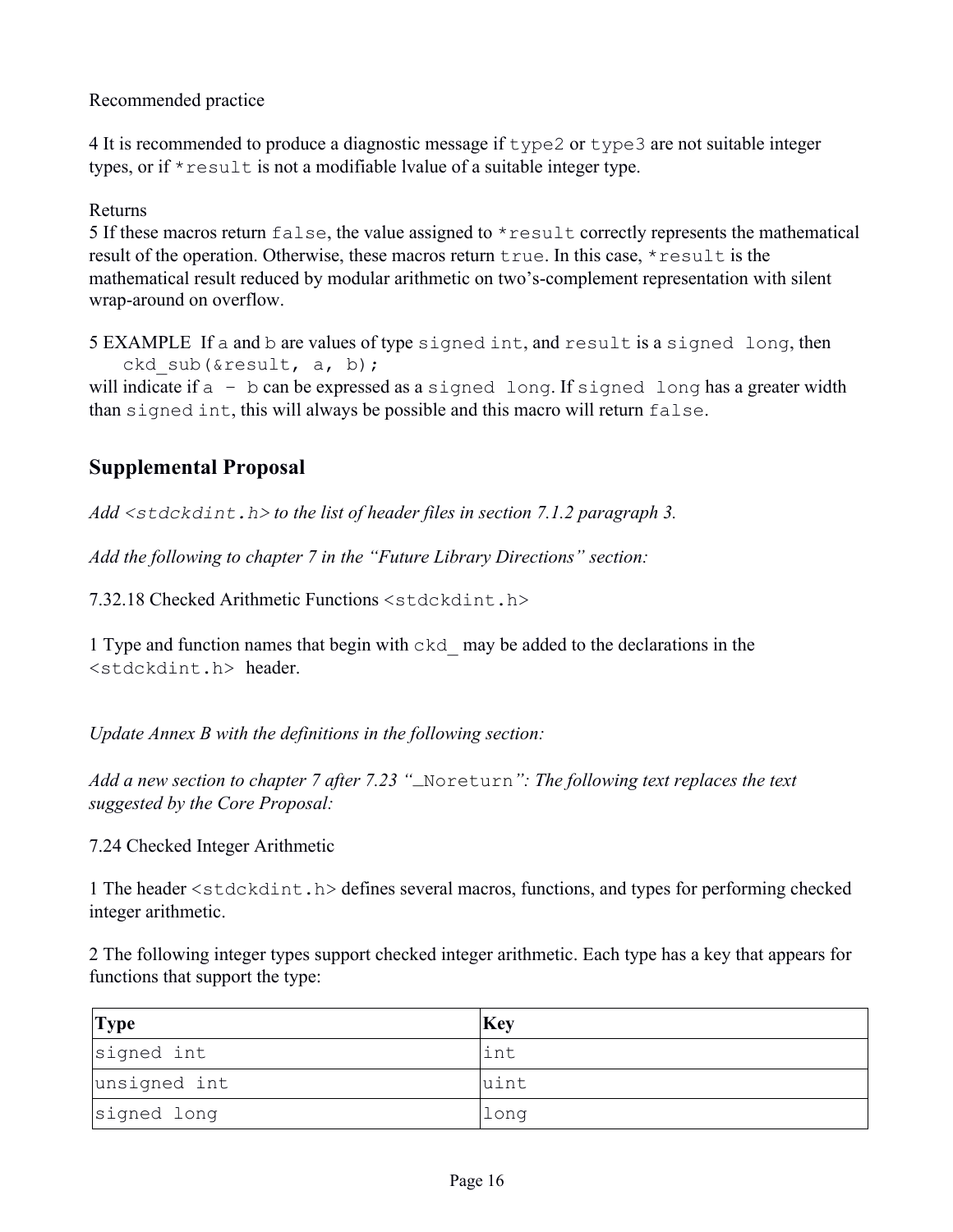Recommended practice

4 It is recommended to produce a diagnostic message if `type2` or `type3` are not suitable integer types, or if `*result` is not a modifiable lvalue of a suitable integer type.

Returns

5 If these macros return `false`, the value assigned to `*result` correctly represents the mathematical result of the operation. Otherwise, these macros return `true`. In this case, `*result` is the mathematical result reduced by modular arithmetic on two's-complement representation with silent wrap-around on overflow.

5 EXAMPLE If `a` and `b` are values of type `signed int`, and `result` is a `signed long`, then

```
ckd_sub(&result, a, b);
```

will indicate if `a - b` can be expressed as a `signed long`. If `signed long` has a greater width than `signed int`, this will always be possible and this macro will return `false`.

## Supplemental Proposal

*Add `<stdckdint.h>` to the list of header files in section 7.1.2 paragraph 3.*

*Add the following to chapter 7 in the "Future Library Directions" section:*

7.32.18 Checked Arithmetic Functions `<stdckdint.h>`

1 Type and function names that begin with `ckd_` may be added to the declarations in the `<stdckdint.h>` header.

*Update Annex B with the definitions in the following section:*

*Add a new section to chapter 7 after 7.23 "`_Noreturn`": The following text replaces the text suggested by the Core Proposal:*

7.24 Checked Integer Arithmetic

1 The header `<stdckdint.h>` defines several macros, functions, and types for performing checked integer arithmetic.

2 The following integer types support checked integer arithmetic. Each type has a key that appears for functions that support the type:

| Type | Key |
|---|---|
| `signed int` | `int` |
| `unsigned int` | `uint` |
| `signed long` | `long` |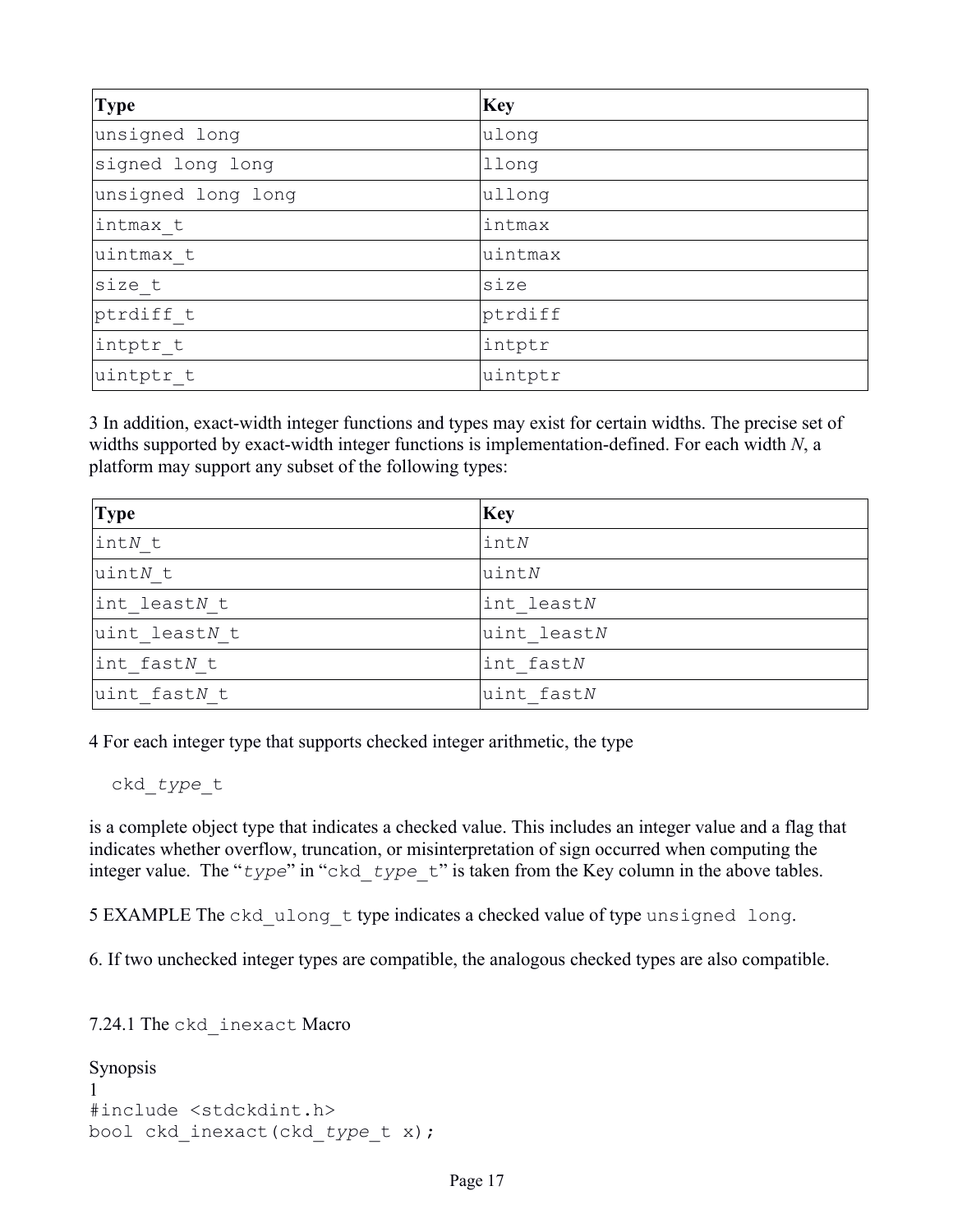| Type | Key |
| --- | --- |
| `unsigned long` | `ulong` |
| `signed long long` | `llong` |
| `unsigned long long` | `ullong` |
| `intmax_t` | `intmax` |
| `uintmax_t` | `uintmax` |
| `size_t` | `size` |
| `ptrdiff_t` | `ptrdiff` |
| `intptr_t` | `intptr` |
| `uintptr_t` | `uintptr` |

3 In addition, exact-width integer functions and types may exist for certain widths. The precise set of widths supported by exact-width integer functions is implementation-defined. For each width *N*, a platform may support any subset of the following types:

| Type | Key |
| --- | --- |
| `int`*`N`*`_t` | `int`*`N`* |
| `uint`*`N`*`_t` | `uint`*`N`* |
| `int_least`*`N`*`_t` | `int_least`*`N`* |
| `uint_least`*`N`*`_t` | `uint_least`*`N`* |
| `int_fast`*`N`*`_t` | `int_fast`*`N`* |
| `uint_fast`*`N`*`_t` | `uint_fast`*`N`* |

4 For each integer type that supports checked integer arithmetic, the type

```
ckd_type_t
```

is a complete object type that indicates a checked value. This includes an integer value and a flag that indicates whether overflow, truncation, or misinterpretation of sign occurred when computing the integer value. The "*type*" in "`ckd_type_t`" is taken from the Key column in the above tables.

5 EXAMPLE The `ckd_ulong_t` type indicates a checked value of type `unsigned long`.

6. If two unchecked integer types are compatible, the analogous checked types are also compatible.

### 7.24.1 The `ckd_inexact` Macro

Synopsis

1

```
#include <stdckdint.h>
bool ckd_inexact(ckd_type_t x);
```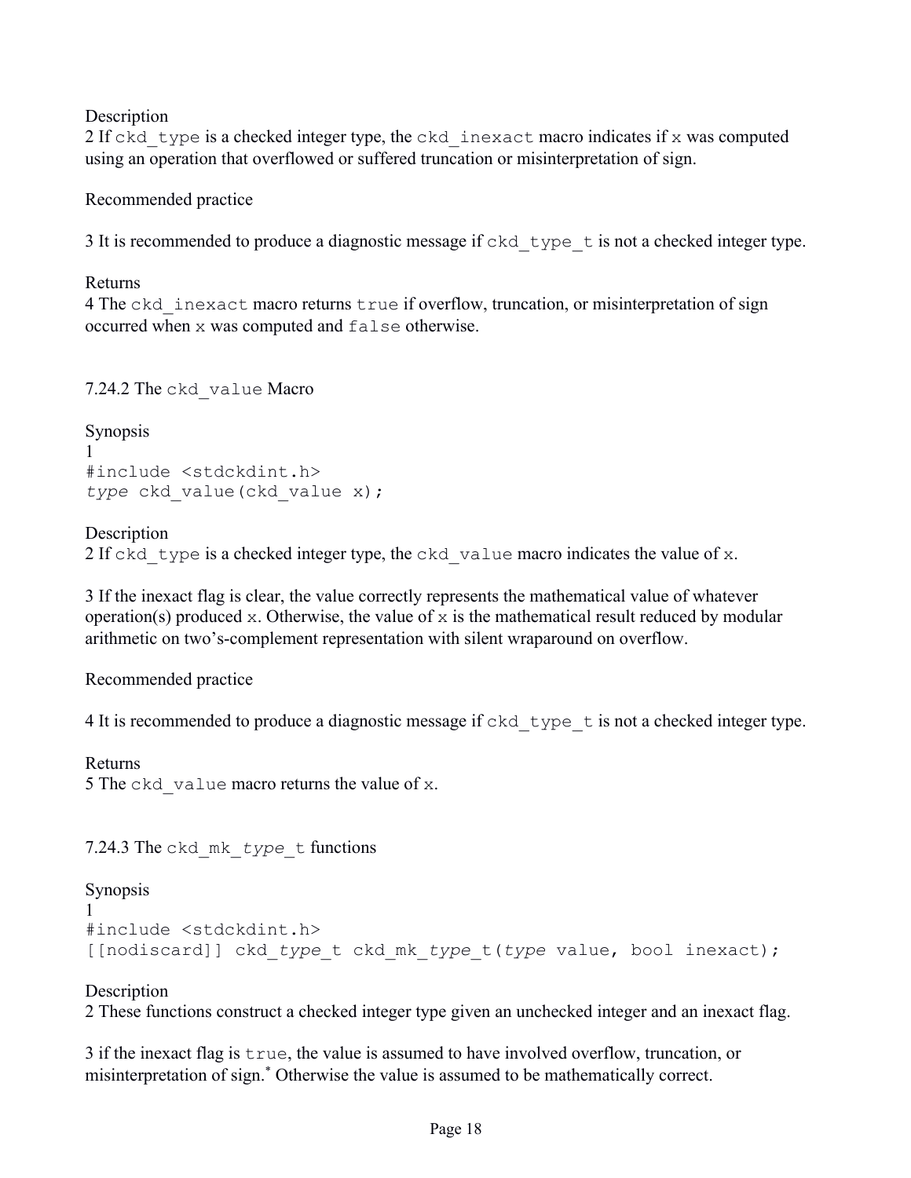Description

2 If `ckd_type` is a checked integer type, the `ckd_inexact` macro indicates if `x` was computed using an operation that overflowed or suffered truncation or misinterpretation of sign.

Recommended practice

3 It is recommended to produce a diagnostic message if `ckd_type_t` is not a checked integer type.

Returns

4 The `ckd_inexact` macro returns `true` if overflow, truncation, or misinterpretation of sign occurred when `x` was computed and `false` otherwise.

### 7.24.2 The `ckd_value` Macro

Synopsis

1

```
#include <stdckdint.h>
type ckd_value(ckd_value x);
```

Description

2 If `ckd_type` is a checked integer type, the `ckd_value` macro indicates the value of `x`.

3 If the inexact flag is clear, the value correctly represents the mathematical value of whatever operation(s) produced `x`. Otherwise, the value of `x` is the mathematical result reduced by modular arithmetic on two's-complement representation with silent wraparound on overflow.

Recommended practice

4 It is recommended to produce a diagnostic message if `ckd_type_t` is not a checked integer type.

Returns

5 The `ckd_value` macro returns the value of `x`.

### 7.24.3 The `ckd_mk_type_t` functions

Synopsis

1

```
#include <stdckdint.h>
[[nodiscard]] ckd_type_t ckd_mk_type_t(type value, bool inexact);
```

Description

2 These functions construct a checked integer type given an unchecked integer and an inexact flag.

3 if the inexact flag is `true`, the value is assumed to have involved overflow, truncation, or misinterpretation of sign.* Otherwise the value is assumed to be mathematically correct.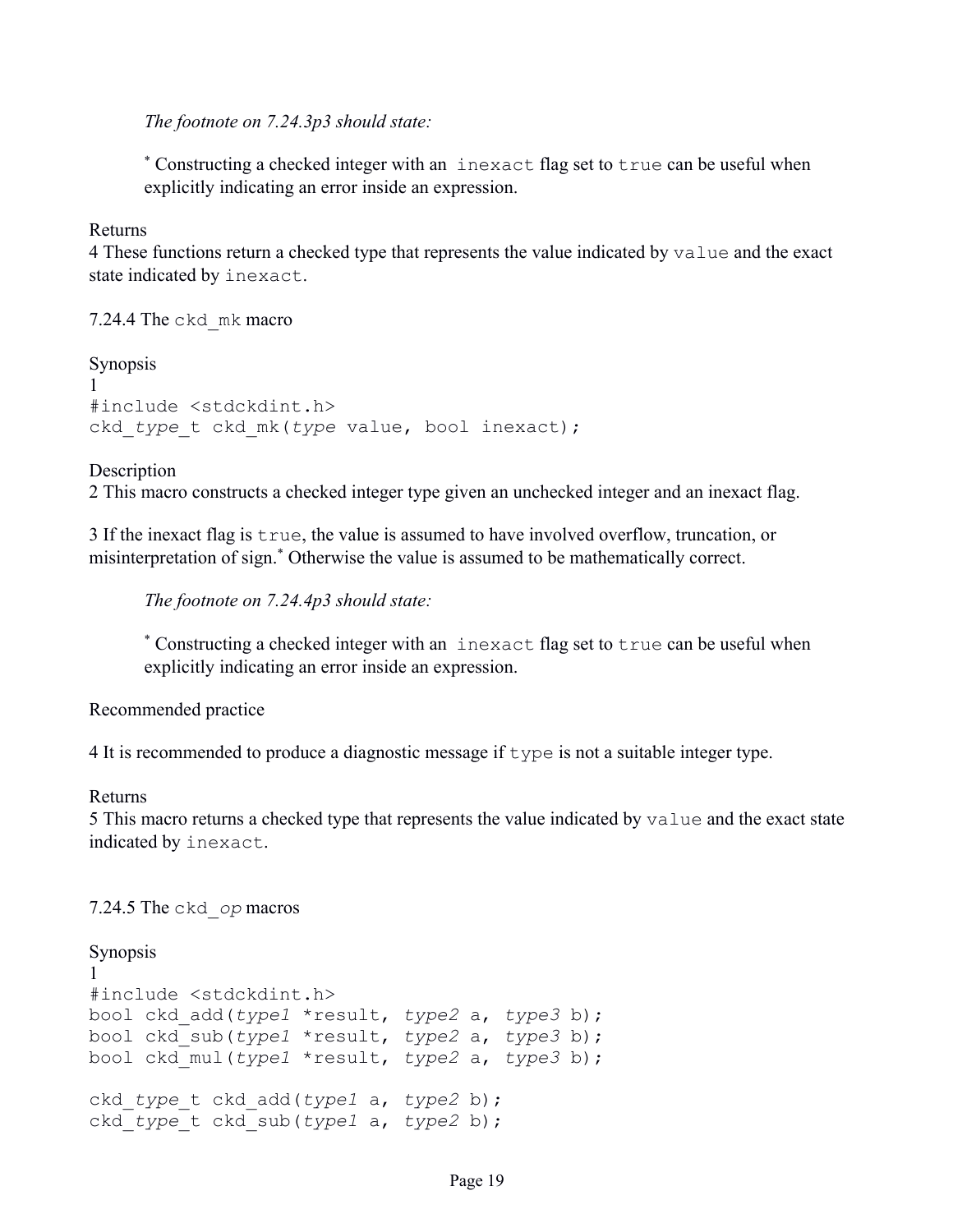*The footnote on 7.24.3p3 should state:*

> * Constructing a checked integer with an `inexact` flag set to `true` can be useful when explicitly indicating an error inside an expression.

Returns

4 These functions return a checked type that represents the value indicated by `value` and the exact state indicated by `inexact`.

7.24.4 The `ckd_mk` macro

Synopsis

1

```
#include <stdckdint.h>
ckd_type_t ckd_mk(type value, bool inexact);
```

Description

2 This macro constructs a checked integer type given an unchecked integer and an inexact flag.

3 If the inexact flag is `true`, the value is assumed to have involved overflow, truncation, or misinterpretation of sign.* Otherwise the value is assumed to be mathematically correct.

*The footnote on 7.24.4p3 should state:*

> * Constructing a checked integer with an `inexact` flag set to `true` can be useful when explicitly indicating an error inside an expression.

Recommended practice

4 It is recommended to produce a diagnostic message if `type` is not a suitable integer type.

Returns

5 This macro returns a checked type that represents the value indicated by `value` and the exact state indicated by `inexact`.

7.24.5 The `ckd_op` macros

Synopsis

1

```
#include <stdckdint.h>
bool ckd_add(type1 *result, type2 a, type3 b);
bool ckd_sub(type1 *result, type2 a, type3 b);
bool ckd_mul(type1 *result, type2 a, type3 b);

ckd_type_t ckd_add(type1 a, type2 b);
ckd_type_t ckd_sub(type1 a, type2 b);
```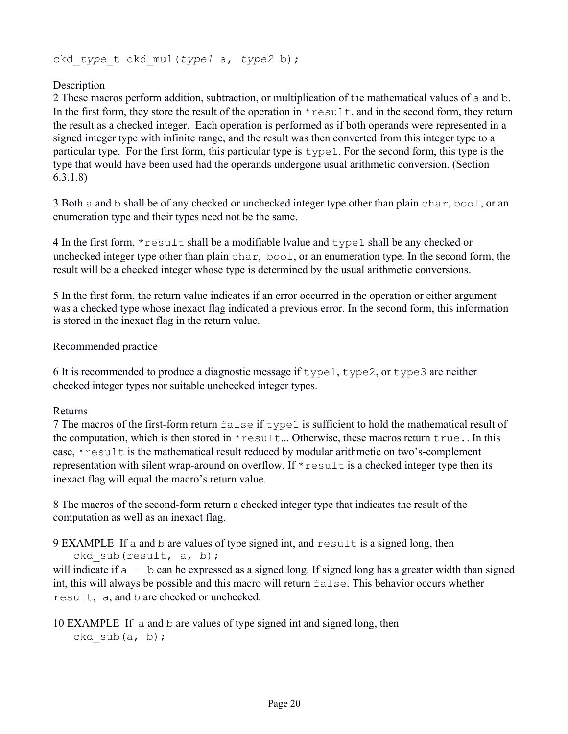```
ckd_type_t ckd_mul(type1 a, type2 b);
```

Description

2 These macros perform addition, subtraction, or multiplication of the mathematical values of `a` and `b`. In the first form, they store the result of the operation in `*result`, and in the second form, they return the result as a checked integer. Each operation is performed as if both operands were represented in a signed integer type with infinite range, and the result was then converted from this integer type to a particular type. For the first form, this particular type is `type1`. For the second form, this type is the type that would have been used had the operands undergone usual arithmetic conversion. (Section 6.3.1.8)

3 Both `a` and `b` shall be of any checked or unchecked integer type other than plain `char`, `bool`, or an enumeration type and their types need not be the same.

4 In the first form, `*result` shall be a modifiable lvalue and `type1` shall be any checked or unchecked integer type other than plain `char`, `bool`, or an enumeration type. In the second form, the result will be a checked integer whose type is determined by the usual arithmetic conversions.

5 In the first form, the return value indicates if an error occurred in the operation or either argument was a checked type whose inexact flag indicated a previous error. In the second form, this information is stored in the inexact flag in the return value.

Recommended practice

6 It is recommended to produce a diagnostic message if `type1`, `type2`, or `type3` are neither checked integer types nor suitable unchecked integer types.

Returns

7 The macros of the first-form return `false` if `type1` is sufficient to hold the mathematical result of the computation, which is then stored in `*result`... Otherwise, these macros return `true.`. In this case, `*result` is the mathematical result reduced by modular arithmetic on two's-complement representation with silent wrap-around on overflow. If `*result` is a checked integer type then its inexact flag will equal the macro's return value.

8 The macros of the second-form return a checked integer type that indicates the result of the computation as well as an inexact flag.

9 EXAMPLE If `a` and `b` are values of type signed int, and `result` is a signed long, then

```
ckd_sub(result, a, b);
```

will indicate if `a - b` can be expressed as a signed long. If signed long has a greater width than signed int, this will always be possible and this macro will return `false`. This behavior occurs whether `result`, `a`, and `b` are checked or unchecked.

10 EXAMPLE If `a` and `b` are values of type signed int and signed long, then

```
ckd_sub(a, b);
```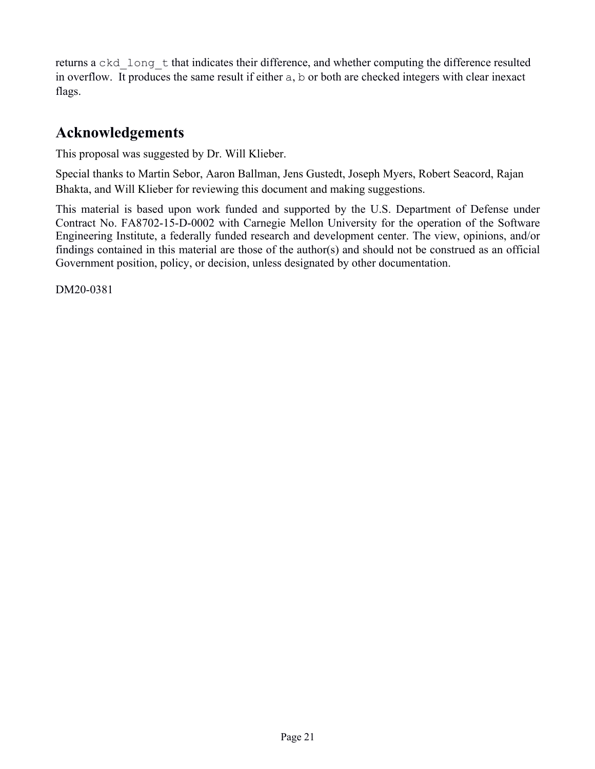returns a `ckd_long_t` that indicates their difference, and whether computing the difference resulted in overflow. It produces the same result if either `a`, `b` or both are checked integers with clear inexact flags.

## Acknowledgements

This proposal was suggested by Dr. Will Klieber.

Special thanks to Martin Sebor, Aaron Ballman, Jens Gustedt, Joseph Myers, Robert Seacord, Rajan Bhakta, and Will Klieber for reviewing this document and making suggestions.

This material is based upon work funded and supported by the U.S. Department of Defense under Contract No. FA8702-15-D-0002 with Carnegie Mellon University for the operation of the Software Engineering Institute, a federally funded research and development center. The view, opinions, and/or findings contained in this material are those of the author(s) and should not be construed as an official Government position, policy, or decision, unless designated by other documentation.

DM20-0381